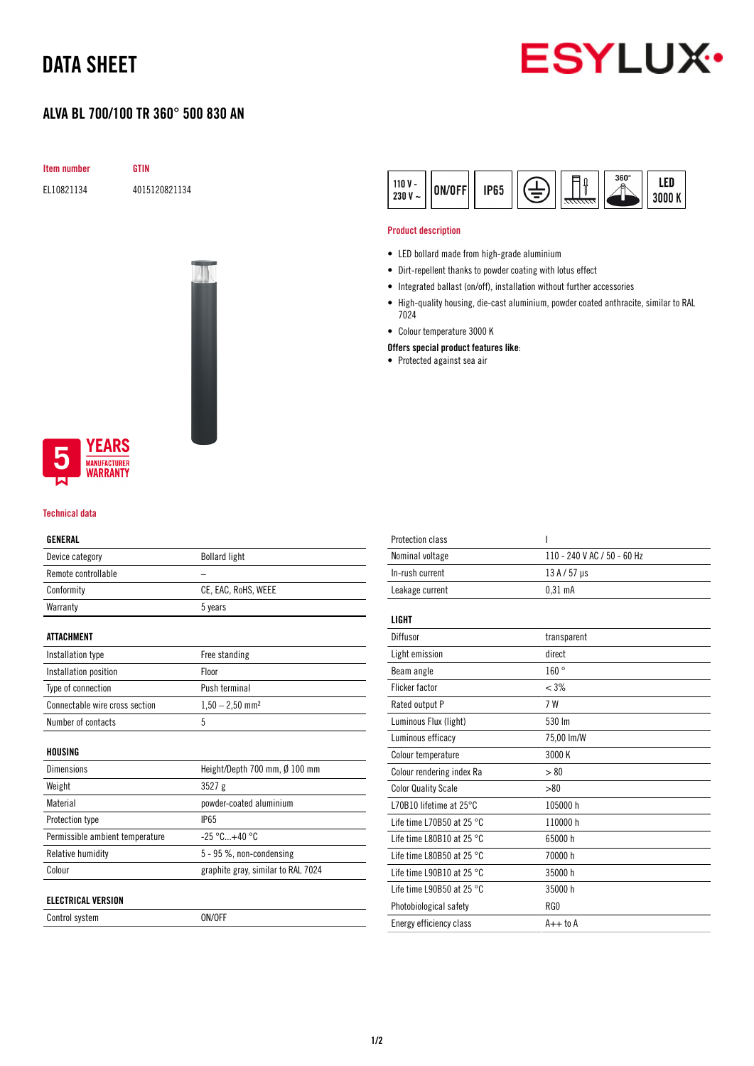# DATA SHEET

## ALVA BL 700/100 TR 360° 500 830 AN

| Item number | GTIN |
|---|---|
| EL10821134 | 4015120821134 |

110 V - 230 V ~ | ON/OFF | IP65 | 360° | LED 3000 K

5 YEARS MANUFACTURER WARRANTY

### Product description

- LED bollard made from high-grade aluminium
- Dirt-repellent thanks to powder coating with lotus effect
- Integrated ballast (on/off), installation without further accessories
- High-quality housing, die-cast aluminium, powder coated anthracite, similar to RAL 7024
- Colour temperature 3000 K

**Offers special product features like:**

- Protected against sea air

### Technical data

| GENERAL | |
|---|---|
| Device category | Bollard light |
| Remote controllable | – |
| Conformity | CE, EAC, RoHS, WEEE |
| Warranty | 5 years |

| ATTACHMENT | |
|---|---|
| Installation type | Free standing |
| Installation position | Floor |
| Type of connection | Push terminal |
| Connectable wire cross section | 1,50 – 2,50 mm² |
| Number of contacts | 5 |

| HOUSING | |
|---|---|
| Dimensions | Height/Depth 700 mm, Ø 100 mm |
| Weight | 3527 g |
| Material | powder-coated aluminium |
| Protection type | IP65 |
| Permissible ambient temperature | -25 °C...+40 °C |
| Relative humidity | 5 - 95 %, non-condensing |
| Colour | graphite gray, similar to RAL 7024 |

| ELECTRICAL VERSION | |
|---|---|
| Control system | ON/OFF |
| Protection class | I |
| Nominal voltage | 110 - 240 V AC / 50 - 60 Hz |
| In-rush current | 13 A / 57 µs |
| Leakage current | 0,31 mA |

| LIGHT | |
|---|---|
| Diffusor | transparent |
| Light emission | direct |
| Beam angle | 160 ° |
| Flicker factor | < 3% |
| Rated output P | 7 W |
| Luminous Flux (light) | 530 lm |
| Luminous efficacy | 75,00 lm/W |
| Colour temperature | 3000 K |
| Colour rendering index Ra | > 80 |
| Color Quality Scale | >80 |
| L70B10 lifetime at 25°C | 105000 h |
| Life time L70B50 at 25 °C | 110000 h |
| Life time L80B10 at 25 °C | 65000 h |
| Life time L80B50 at 25 °C | 70000 h |
| Life time L90B10 at 25 °C | 35000 h |
| Life time L90B50 at 25 °C | 35000 h |
| Photobiological safety | RG0 |
| Energy efficiency class | A++ to A |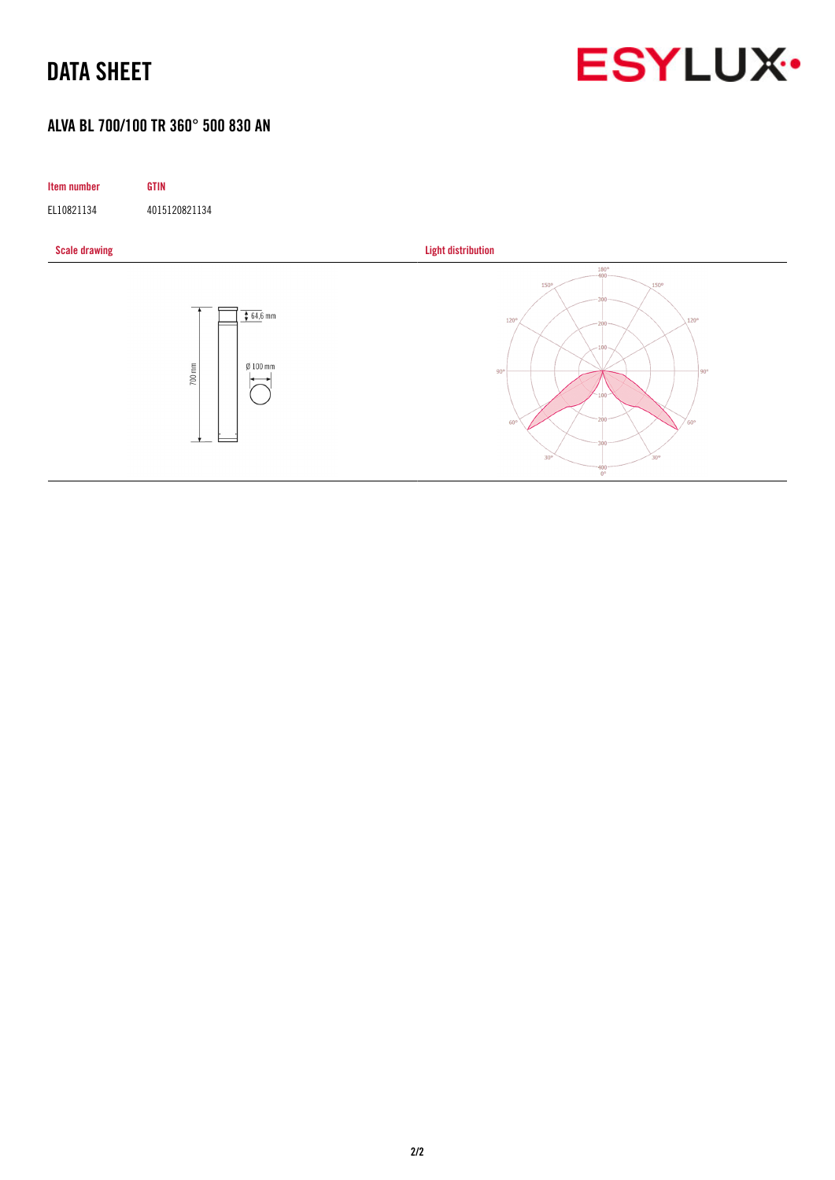# DATA SHEET

ESYLUX

## ALVA BL 700/100 TR 360° 500 830 AN

| Item number | GTIN |
| --- | --- |
| EL10821134 | 4015120821134 |

### Scale drawing

64,6 mm

Ø 100 mm

700 mm

### Light distribution

180°
400
150°
150°
300
120°
200
120°
100
90°
90°
100
200
60°
60°
300
30°
30°
400
0°